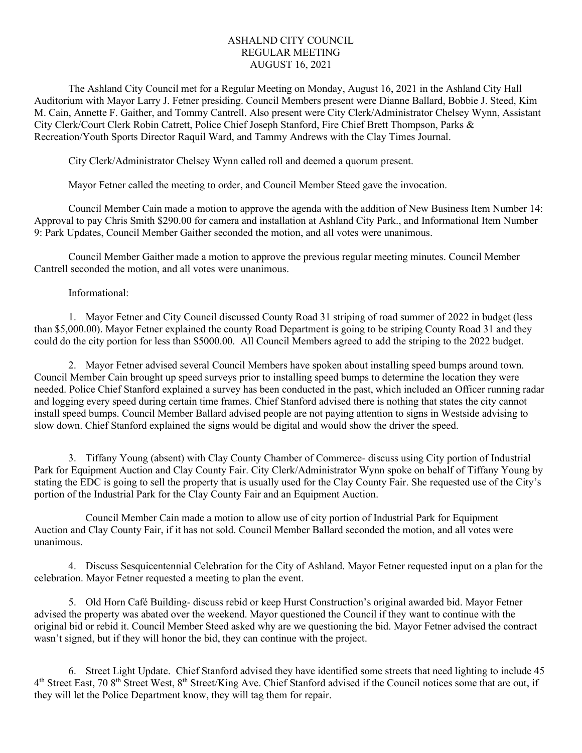# ASHALND CITY COUNCIL
## REGULAR MEETING
## AUGUST 16, 2021

The Ashland City Council met for a Regular Meeting on Monday, August 16, 2021 in the Ashland City Hall Auditorium with Mayor Larry J. Fetner presiding. Council Members present were Dianne Ballard, Bobbie J. Steed, Kim M. Cain, Annette F. Gaither, and Tommy Cantrell. Also present were City Clerk/Administrator Chelsey Wynn, Assistant City Clerk/Court Clerk Robin Catrett, Police Chief Joseph Stanford, Fire Chief Brett Thompson, Parks & Recreation/Youth Sports Director Raquil Ward, and Tammy Andrews with the Clay Times Journal.

City Clerk/Administrator Chelsey Wynn called roll and deemed a quorum present.

Mayor Fetner called the meeting to order, and Council Member Steed gave the invocation.

Council Member Cain made a motion to approve the agenda with the addition of New Business Item Number 14: Approval to pay Chris Smith $290.00 for camera and installation at Ashland City Park., and Informational Item Number 9: Park Updates, Council Member Gaither seconded the motion, and all votes were unanimous.

Council Member Gaither made a motion to approve the previous regular meeting minutes. Council Member Cantrell seconded the motion, and all votes were unanimous.

Informational:

1. Mayor Fetner and City Council discussed County Road 31 striping of road summer of 2022 in budget (less than $5,000.00). Mayor Fetner explained the county Road Department is going to be striping County Road 31 and they could do the city portion for less than $5000.00. All Council Members agreed to add the striping to the 2022 budget.

2. Mayor Fetner advised several Council Members have spoken about installing speed bumps around town. Council Member Cain brought up speed surveys prior to installing speed bumps to determine the location they were needed. Police Chief Stanford explained a survey has been conducted in the past, which included an Officer running radar and logging every speed during certain time frames. Chief Stanford advised there is nothing that states the city cannot install speed bumps. Council Member Ballard advised people are not paying attention to signs in Westside advising to slow down. Chief Stanford explained the signs would be digital and would show the driver the speed.

3. Tiffany Young (absent) with Clay County Chamber of Commerce- discuss using City portion of Industrial Park for Equipment Auction and Clay County Fair. City Clerk/Administrator Wynn spoke on behalf of Tiffany Young by stating the EDC is going to sell the property that is usually used for the Clay County Fair. She requested use of the City's portion of the Industrial Park for the Clay County Fair and an Equipment Auction.

   Council Member Cain made a motion to allow use of city portion of Industrial Park for Equipment Auction and Clay County Fair, if it has not sold. Council Member Ballard seconded the motion, and all votes were unanimous.

4. Discuss Sesquicentennial Celebration for the City of Ashland. Mayor Fetner requested input on a plan for the celebration. Mayor Fetner requested a meeting to plan the event.

5. Old Horn Café Building- discuss rebid or keep Hurst Construction's original awarded bid. Mayor Fetner advised the property was abated over the weekend. Mayor questioned the Council if they want to continue with the original bid or rebid it. Council Member Steed asked why are we questioning the bid. Mayor Fetner advised the contract wasn't signed, but if they will honor the bid, they can continue with the project.

6. Street Light Update. Chief Stanford advised they have identified some streets that need lighting to include 45 4th Street East, 70 8th Street West, 8th Street/King Ave. Chief Stanford advised if the Council notices some that are out, if they will let the Police Department know, they will tag them for repair.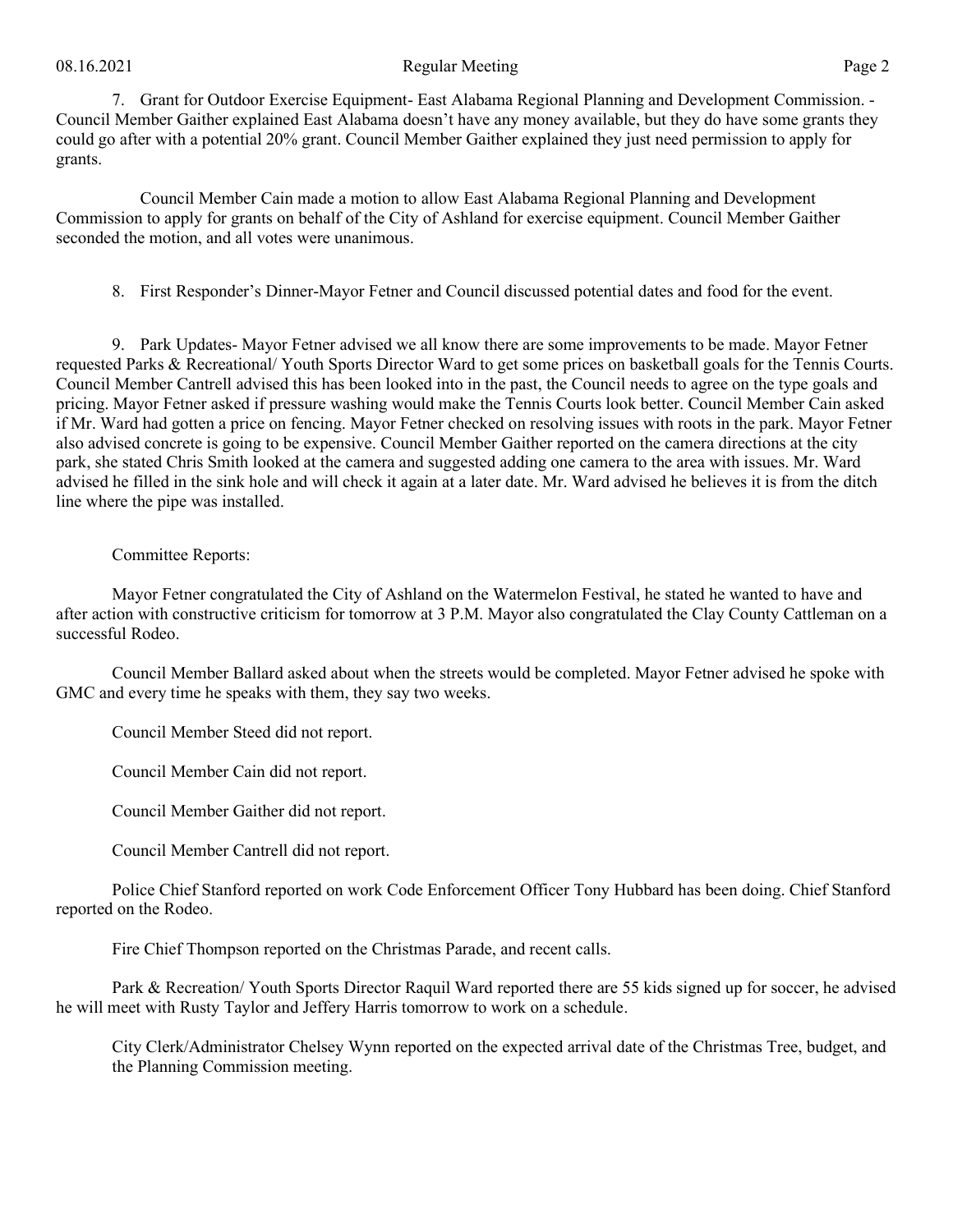7. Grant for Outdoor Exercise Equipment- East Alabama Regional Planning and Development Commission. - Council Member Gaither explained East Alabama doesn't have any money available, but they do have some grants they could go after with a potential 20% grant. Council Member Gaither explained they just need permission to apply for grants.

Council Member Cain made a motion to allow East Alabama Regional Planning and Development Commission to apply for grants on behalf of the City of Ashland for exercise equipment. Council Member Gaither seconded the motion, and all votes were unanimous.

8. First Responder's Dinner-Mayor Fetner and Council discussed potential dates and food for the event.

9. Park Updates- Mayor Fetner advised we all know there are some improvements to be made. Mayor Fetner requested Parks & Recreational/ Youth Sports Director Ward to get some prices on basketball goals for the Tennis Courts. Council Member Cantrell advised this has been looked into in the past, the Council needs to agree on the type goals and pricing. Mayor Fetner asked if pressure washing would make the Tennis Courts look better. Council Member Cain asked if Mr. Ward had gotten a price on fencing. Mayor Fetner checked on resolving issues with roots in the park. Mayor Fetner also advised concrete is going to be expensive. Council Member Gaither reported on the camera directions at the city park, she stated Chris Smith looked at the camera and suggested adding one camera to the area with issues. Mr. Ward advised he filled in the sink hole and will check it again at a later date. Mr. Ward advised he believes it is from the ditch line where the pipe was installed.

Committee Reports:

Mayor Fetner congratulated the City of Ashland on the Watermelon Festival, he stated he wanted to have and after action with constructive criticism for tomorrow at 3 P.M. Mayor also congratulated the Clay County Cattleman on a successful Rodeo.

Council Member Ballard asked about when the streets would be completed. Mayor Fetner advised he spoke with GMC and every time he speaks with them, they say two weeks.

Council Member Steed did not report.

Council Member Cain did not report.

Council Member Gaither did not report.

Council Member Cantrell did not report.

Police Chief Stanford reported on work Code Enforcement Officer Tony Hubbard has been doing. Chief Stanford reported on the Rodeo.

Fire Chief Thompson reported on the Christmas Parade, and recent calls.

Park & Recreation/ Youth Sports Director Raquil Ward reported there are 55 kids signed up for soccer, he advised he will meet with Rusty Taylor and Jeffery Harris tomorrow to work on a schedule.

City Clerk/Administrator Chelsey Wynn reported on the expected arrival date of the Christmas Tree, budget, and the Planning Commission meeting.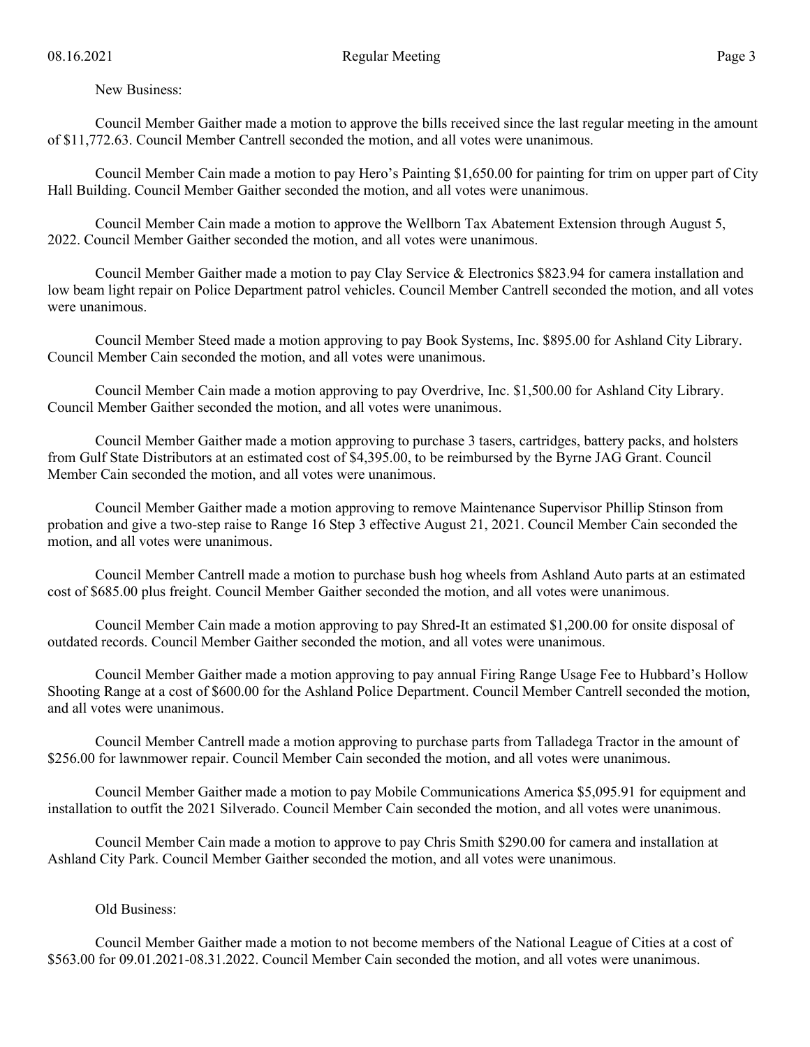New Business:

Council Member Gaither made a motion to approve the bills received since the last regular meeting in the amount of $11,772.63. Council Member Cantrell seconded the motion, and all votes were unanimous.

Council Member Cain made a motion to pay Hero's Painting $1,650.00 for painting for trim on upper part of City Hall Building. Council Member Gaither seconded the motion, and all votes were unanimous.

Council Member Cain made a motion to approve the Wellborn Tax Abatement Extension through August 5, 2022. Council Member Gaither seconded the motion, and all votes were unanimous.

Council Member Gaither made a motion to pay Clay Service & Electronics $823.94 for camera installation and low beam light repair on Police Department patrol vehicles. Council Member Cantrell seconded the motion, and all votes were unanimous.

Council Member Steed made a motion approving to pay Book Systems, Inc. $895.00 for Ashland City Library. Council Member Cain seconded the motion, and all votes were unanimous.

Council Member Cain made a motion approving to pay Overdrive, Inc. $1,500.00 for Ashland City Library. Council Member Gaither seconded the motion, and all votes were unanimous.

Council Member Gaither made a motion approving to purchase 3 tasers, cartridges, battery packs, and holsters from Gulf State Distributors at an estimated cost of $4,395.00, to be reimbursed by the Byrne JAG Grant. Council Member Cain seconded the motion, and all votes were unanimous.

Council Member Gaither made a motion approving to remove Maintenance Supervisor Phillip Stinson from probation and give a two-step raise to Range 16 Step 3 effective August 21, 2021. Council Member Cain seconded the motion, and all votes were unanimous.

Council Member Cantrell made a motion to purchase bush hog wheels from Ashland Auto parts at an estimated cost of $685.00 plus freight. Council Member Gaither seconded the motion, and all votes were unanimous.

Council Member Cain made a motion approving to pay Shred-It an estimated $1,200.00 for onsite disposal of outdated records. Council Member Gaither seconded the motion, and all votes were unanimous.

Council Member Gaither made a motion approving to pay annual Firing Range Usage Fee to Hubbard's Hollow Shooting Range at a cost of $600.00 for the Ashland Police Department. Council Member Cantrell seconded the motion, and all votes were unanimous.

Council Member Cantrell made a motion approving to purchase parts from Talladega Tractor in the amount of $256.00 for lawnmower repair. Council Member Cain seconded the motion, and all votes were unanimous.

Council Member Gaither made a motion to pay Mobile Communications America $5,095.91 for equipment and installation to outfit the 2021 Silverado. Council Member Cain seconded the motion, and all votes were unanimous.

Council Member Cain made a motion to approve to pay Chris Smith $290.00 for camera and installation at Ashland City Park. Council Member Gaither seconded the motion, and all votes were unanimous.

Old Business:

Council Member Gaither made a motion to not become members of the National League of Cities at a cost of $563.00 for 09.01.2021-08.31.2022. Council Member Cain seconded the motion, and all votes were unanimous.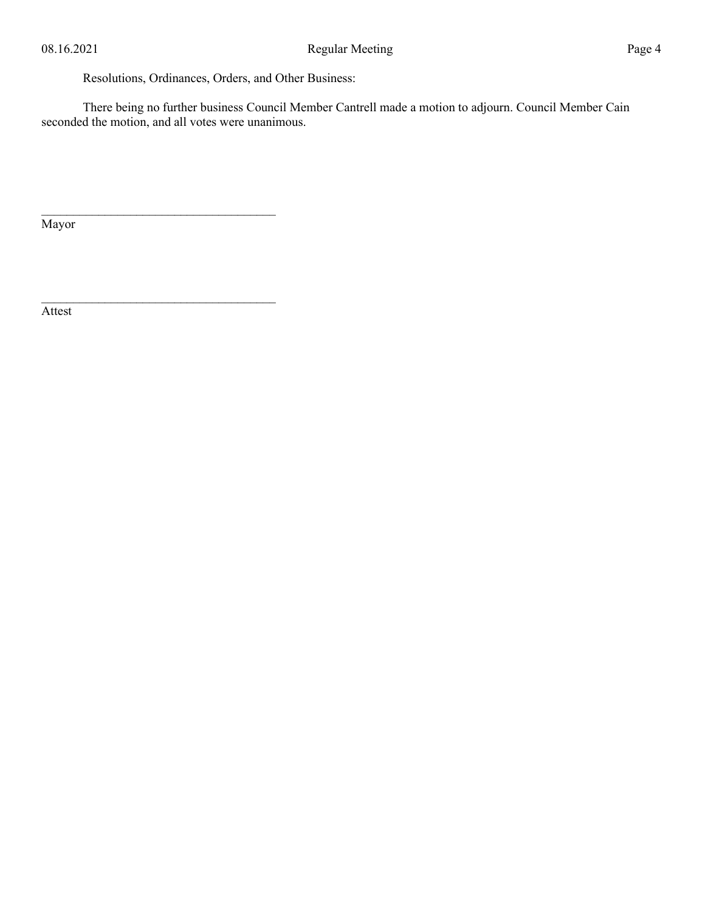Resolutions, Ordinances, Orders, and Other Business:

There being no further business Council Member Cantrell made a motion to adjourn. Council Member Cain seconded the motion, and all votes were unanimous.

_____________________________________
Mayor

_____________________________________
Attest